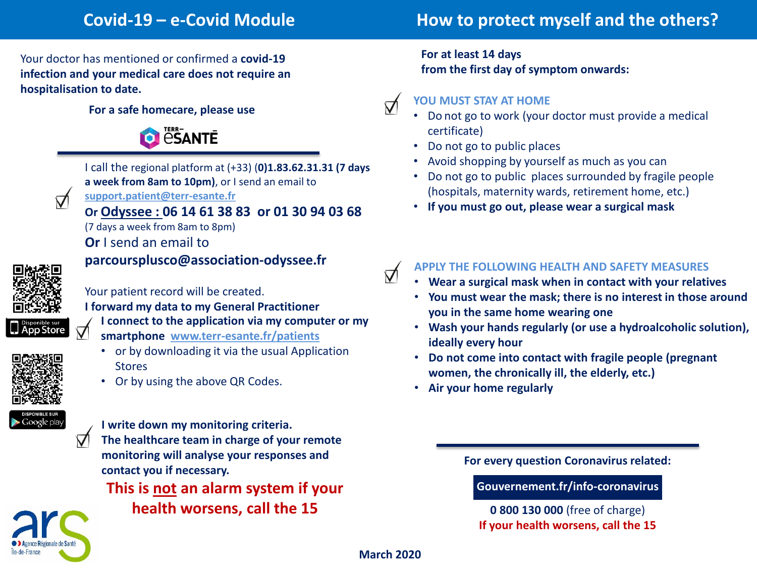## Covid-19 – e-Covid Module

Your doctor has mentioned or confirmed a **covid-19 infection and your medical care does not require an hospitalisation to date.**

**For a safe homecare, please use**

TERR-eSANTÉ

I call the regional platform at (+33) **(0)1.83.62.31.31 (7 days a week from 8am to 10pm)**, or I send an email to support.patient@terr-esante.fr

**Or Odyssee : 06 14 61 38 83 or 01 30 94 03 68**
(7 days a week from 8am to 8pm)
**Or** I send an email to
**parcoursplusco@association-odyssee.fr**

Your patient record will be created.
**I forward my data to my General Practitioner**

**I connect to the application via my computer or my smartphone** www.terr-esante.fr/patients

- or by downloading it via the usual Application Stores
- Or by using the above QR Codes.

Disponible sur App Store

DISPONIBLE SUR Google play

**I write down my monitoring criteria.**
**The healthcare team in charge of your remote monitoring will analyse your responses and contact you if necessary.**

**This is not an alarm system if your health worsens, call the 15**

Agence Régionale de Santé Île-de-France

## How to protect myself and the others?

**For at least 14 days from the first day of symptom onwards:**

### YOU MUST STAY AT HOME

- Do not go to work (your doctor must provide a medical certificate)
- Do not go to public places
- Avoid shopping by yourself as much as you can
- Do not go to public places surrounded by fragile people (hospitals, maternity wards, retirement home, etc.)
- **If you must go out, please wear a surgical mask**

### APPLY THE FOLLOWING HEALTH AND SAFETY MEASURES

- **Wear a surgical mask when in contact with your relatives**
- **You must wear the mask; there is no interest in those around you in the same home wearing one**
- **Wash your hands regularly (or use a hydroalcoholic solution), ideally every hour**
- **Do not come into contact with fragile people (pregnant women, the chronically ill, the elderly, etc.)**
- **Air your home regularly**

**For every question Coronavirus related:**

**Gouvernement.fr/info-coronavirus**

**0 800 130 000** (free of charge)
**If your health worsens, call the 15**

**March 2020**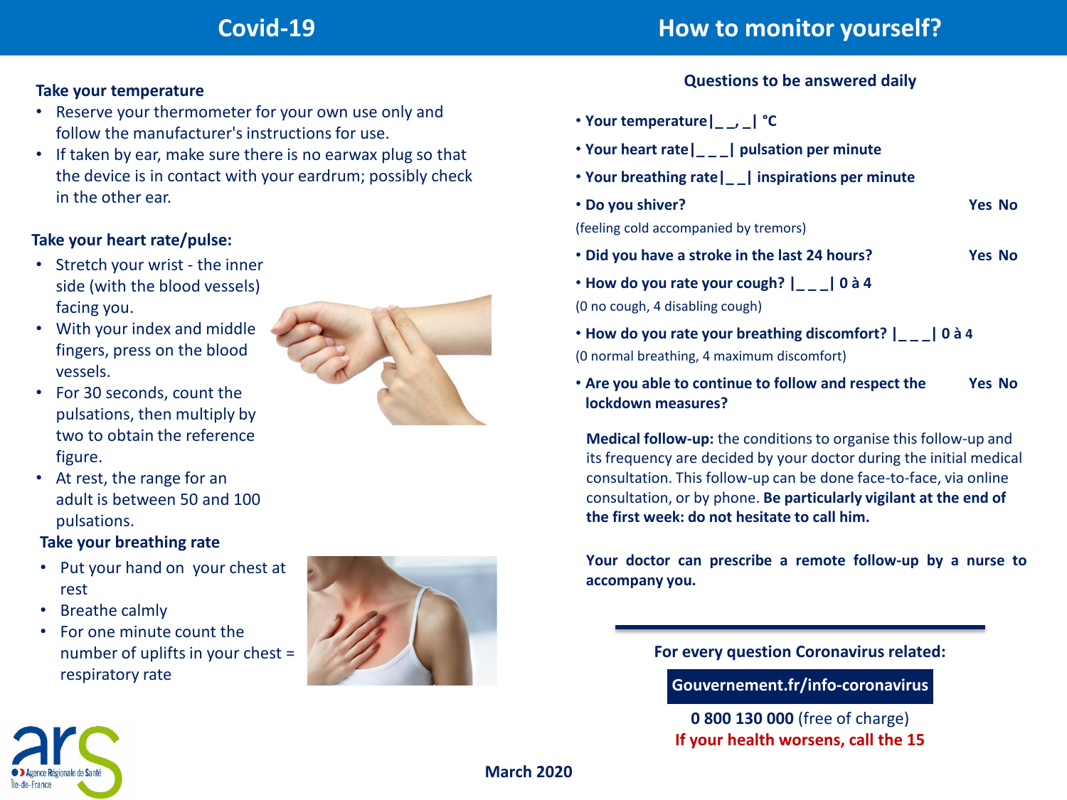# Covid-19

# How to monitor yourself?

### Take your temperature

- Reserve your thermometer for your own use only and follow the manufacturer's instructions for use.
- If taken by ear, make sure there is no earwax plug so that the device is in contact with your eardrum; possibly check in the other ear.

### Take your heart rate/pulse:

- Stretch your wrist - the inner side (with the blood vessels) facing you.
- With your index and middle fingers, press on the blood vessels.
- For 30 seconds, count the pulsations, then multiply by two to obtain the reference figure.
- At rest, the range for an adult is between 50 and 100 pulsations.

### Take your breathing rate

- Put your hand on your chest at rest
- Breathe calmly
- For one minute count the number of uplifts in your chest = respiratory rate

### Questions to be answered daily

- **Your temperature |_ _, _| °C**
- **Your heart rate |_ _ _| pulsation per minute**
- **Your breathing rate |_ _| inspirations per minute**
- **Do you shiver?** **Yes No**
  (feeling cold accompanied by tremors)
- **Did you have a stroke in the last 24 hours?** **Yes No**
- **How do you rate your cough? |_ _ _| 0 à 4**
  (0 no cough, 4 disabling cough)
- **How do you rate your breathing discomfort? |_ _ _| 0 à 4**
  (0 normal breathing, 4 maximum discomfort)
- **Are you able to continue to follow and respect the lockdown measures?** **Yes No**

**Medical follow-up:** the conditions to organise this follow-up and its frequency are decided by your doctor during the initial medical consultation. This follow-up can be done face-to-face, via online consultation, or by phone. **Be particularly vigilant at the end of the first week: do not hesitate to call him.**

**Your doctor can prescribe a remote follow-up by a nurse to accompany you.**

**For every question Coronavirus related:**

**Gouvernement.fr/info-coronavirus**

**0 800 130 000** (free of charge)

**If your health worsens, call the 15**

Agence Régionale de Santé Île-de-France

**March 2020**